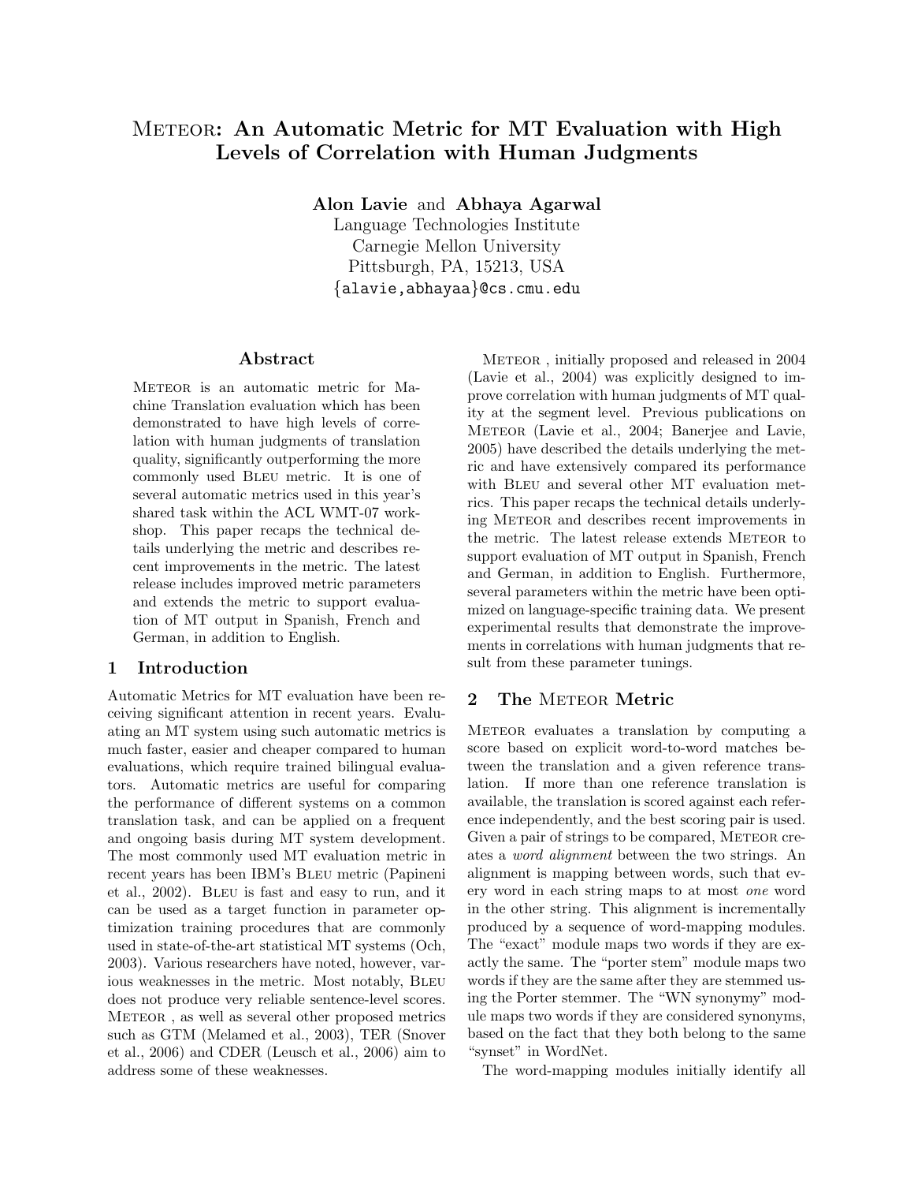# Meteor: An Automatic Metric for MT Evaluation with High Levels of Correlation with Human Judgments

**Alon Lavie** and **Abhaya Agarwal**
Language Technologies Institute
Carnegie Mellon University
Pittsburgh, PA, 15213, USA
{alavie,abhayaa}@cs.cmu.edu

## Abstract

Meteor is an automatic metric for Machine Translation evaluation which has been demonstrated to have high levels of correlation with human judgments of translation quality, significantly outperforming the more commonly used Bleu metric. It is one of several automatic metrics used in this year's shared task within the ACL WMT-07 workshop. This paper recaps the technical details underlying the metric and describes recent improvements in the metric. The latest release includes improved metric parameters and extends the metric to support evaluation of MT output in Spanish, French and German, in addition to English.

## 1 Introduction

Automatic Metrics for MT evaluation have been receiving significant attention in recent years. Evaluating an MT system using such automatic metrics is much faster, easier and cheaper compared to human evaluations, which require trained bilingual evaluators. Automatic metrics are useful for comparing the performance of different systems on a common translation task, and can be applied on a frequent and ongoing basis during MT system development. The most commonly used MT evaluation metric in recent years has been IBM's Bleu metric (Papineni et al., 2002). Bleu is fast and easy to run, and it can be used as a target function in parameter optimization training procedures that are commonly used in state-of-the-art statistical MT systems (Och, 2003). Various researchers have noted, however, various weaknesses in the metric. Most notably, Bleu does not produce very reliable sentence-level scores. Meteor , as well as several other proposed metrics such as GTM (Melamed et al., 2003), TER (Snover et al., 2006) and CDER (Leusch et al., 2006) aim to address some of these weaknesses.

Meteor , initially proposed and released in 2004 (Lavie et al., 2004) was explicitly designed to improve correlation with human judgments of MT quality at the segment level. Previous publications on Meteor (Lavie et al., 2004; Banerjee and Lavie, 2005) have described the details underlying the metric and have extensively compared its performance with Bleu and several other MT evaluation metrics. This paper recaps the technical details underlying Meteor and describes recent improvements in the metric. The latest release extends Meteor to support evaluation of MT output in Spanish, French and German, in addition to English. Furthermore, several parameters within the metric have been optimized on language-specific training data. We present experimental results that demonstrate the improvements in correlations with human judgments that result from these parameter tunings.

## 2 The Meteor Metric

Meteor evaluates a translation by computing a score based on explicit word-to-word matches between the translation and a given reference translation. If more than one reference translation is available, the translation is scored against each reference independently, and the best scoring pair is used. Given a pair of strings to be compared, Meteor creates a *word alignment* between the two strings. An alignment is mapping between words, such that every word in each string maps to at most *one* word in the other string. This alignment is incrementally produced by a sequence of word-mapping modules. The "exact" module maps two words if they are exactly the same. The "porter stem" module maps two words if they are the same after they are stemmed using the Porter stemmer. The "WN synonymy" module maps two words if they are considered synonyms, based on the fact that they both belong to the same "synset" in WordNet.

The word-mapping modules initially identify all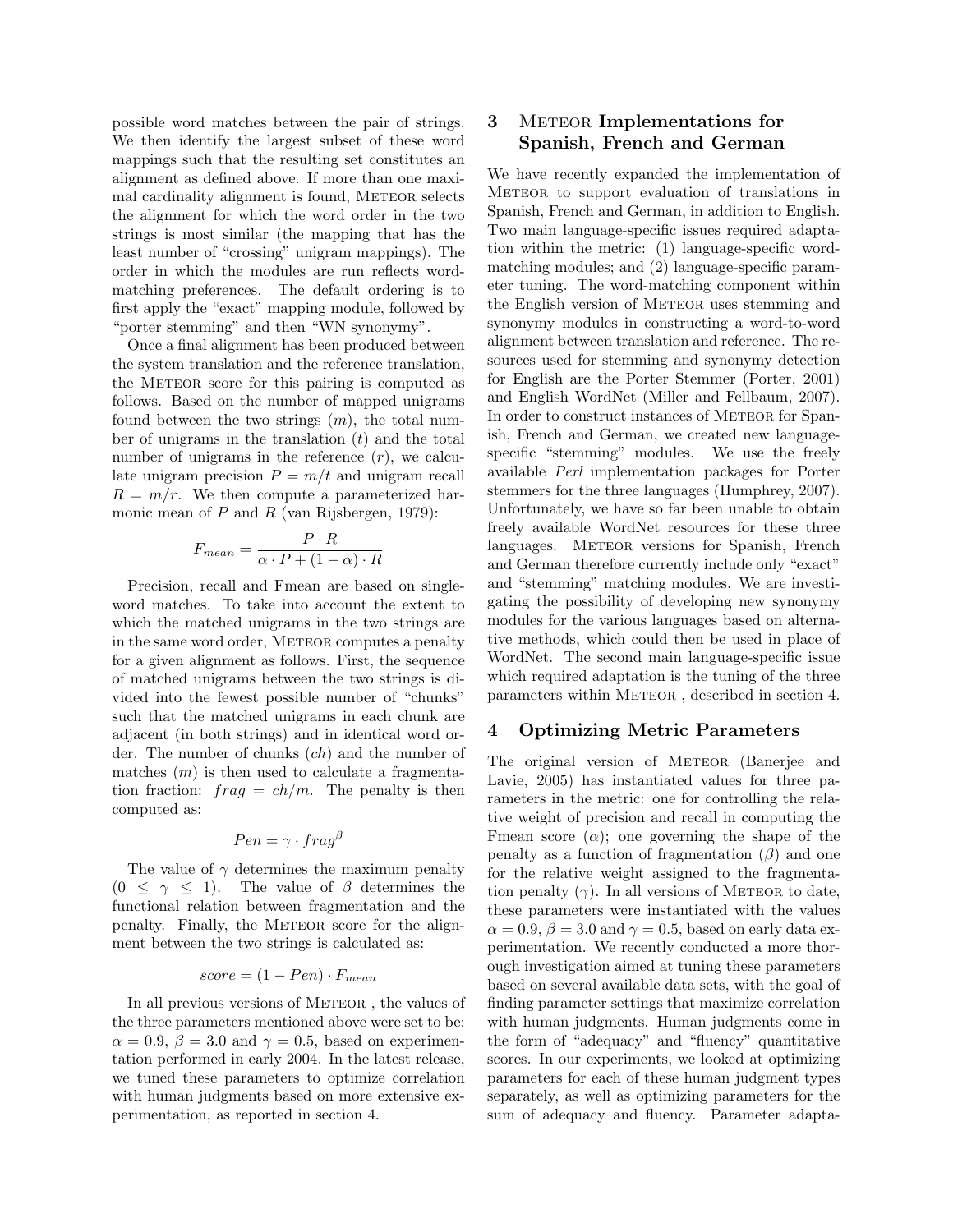possible word matches between the pair of strings. We then identify the largest subset of these word mappings such that the resulting set constitutes an alignment as defined above. If more than one maximal cardinality alignment is found, METEOR selects the alignment for which the word order in the two strings is most similar (the mapping that has the least number of "crossing" unigram mappings). The order in which the modules are run reflects word-matching preferences. The default ordering is to first apply the "exact" mapping module, followed by "porter stemming" and then "WN synonymy".

Once a final alignment has been produced between the system translation and the reference translation, the METEOR score for this pairing is computed as follows. Based on the number of mapped unigrams found between the two strings ($m$), the total number of unigrams in the translation ($t$) and the total number of unigrams in the reference ($r$), we calculate unigram precision $P = m/t$ and unigram recall $R = m/r$. We then compute a parameterized harmonic mean of $P$ and $R$ (van Rijsbergen, 1979):

$$F_{mean} = \frac{P \cdot R}{\alpha \cdot P + (1 - \alpha) \cdot R}$$

Precision, recall and Fmean are based on single-word matches. To take into account the extent to which the matched unigrams in the two strings are in the same word order, METEOR computes a penalty for a given alignment as follows. First, the sequence of matched unigrams between the two strings is divided into the fewest possible number of "chunks" such that the matched unigrams in each chunk are adjacent (in both strings) and in identical word order. The number of chunks ($ch$) and the number of matches ($m$) is then used to calculate a fragmentation fraction: $frag = ch/m$. The penalty is then computed as:

$$Pen = \gamma \cdot frag^{\beta}$$

The value of $\gamma$ determines the maximum penalty ($0 \leq \gamma \leq 1$). The value of $\beta$ determines the functional relation between fragmentation and the penalty. Finally, the METEOR score for the alignment between the two strings is calculated as:

$$score = (1 - Pen) \cdot F_{mean}$$

In all previous versions of METEOR , the values of the three parameters mentioned above were set to be: $\alpha = 0.9$, $\beta = 3.0$ and $\gamma = 0.5$, based on experimentation performed in early 2004. In the latest release, we tuned these parameters to optimize correlation with human judgments based on more extensive experimentation, as reported in section 4.

## 3 METEOR Implementations for Spanish, French and German

We have recently expanded the implementation of METEOR to support evaluation of translations in Spanish, French and German, in addition to English. Two main language-specific issues required adaptation within the metric: (1) language-specific word-matching modules; and (2) language-specific parameter tuning. The word-matching component within the English version of METEOR uses stemming and synonymy modules in constructing a word-to-word alignment between translation and reference. The resources used for stemming and synonymy detection for English are the Porter Stemmer (Porter, 2001) and English WordNet (Miller and Fellbaum, 2007). In order to construct instances of METEOR for Spanish, French and German, we created new language-specific "stemming" modules. We use the freely available *Perl* implementation packages for Porter stemmers for the three languages (Humphrey, 2007). Unfortunately, we have so far been unable to obtain freely available WordNet resources for these three languages. METEOR versions for Spanish, French and German therefore currently include only "exact" and "stemming" matching modules. We are investigating the possibility of developing new synonymy modules for the various languages based on alternative methods, which could then be used in place of WordNet. The second main language-specific issue which required adaptation is the tuning of the three parameters within METEOR , described in section 4.

## 4 Optimizing Metric Parameters

The original version of METEOR (Banerjee and Lavie, 2005) has instantiated values for three parameters in the metric: one for controlling the relative weight of precision and recall in computing the Fmean score ($\alpha$); one governing the shape of the penalty as a function of fragmentation ($\beta$) and one for the relative weight assigned to the fragmentation penalty ($\gamma$). In all versions of METEOR to date, these parameters were instantiated with the values $\alpha = 0.9$, $\beta = 3.0$ and $\gamma = 0.5$, based on early data experimentation. We recently conducted a more thorough investigation aimed at tuning these parameters based on several available data sets, with the goal of finding parameter settings that maximize correlation with human judgments. Human judgments come in the form of "adequacy" and "fluency" quantitative scores. In our experiments, we looked at optimizing parameters for each of these human judgment types separately, as well as optimizing parameters for the sum of adequacy and fluency. Parameter adapta-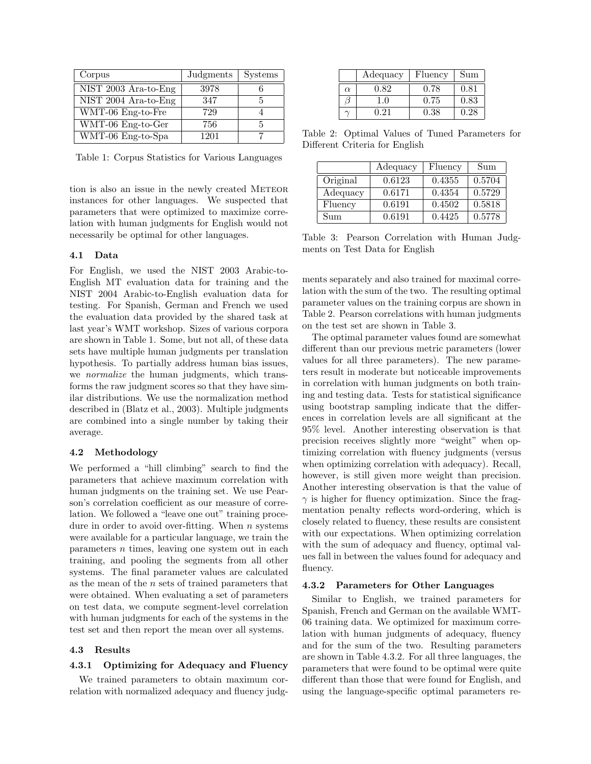| Corpus | Judgments | Systems |
|---|---|---|
| NIST 2003 Ara-to-Eng | 3978 | 6 |
| NIST 2004 Ara-to-Eng | 347 | 5 |
| WMT-06 Eng-to-Fre | 729 | 4 |
| WMT-06 Eng-to-Ger | 756 | 5 |
| WMT-06 Eng-to-Spa | 1201 | 7 |

Table 1: Corpus Statistics for Various Languages

tion is also an issue in the newly created METEOR instances for other languages. We suspected that parameters that were optimized to maximize correlation with human judgments for English would not necessarily be optimal for other languages.

### 4.1 Data

For English, we used the NIST 2003 Arabic-to-English MT evaluation data for training and the NIST 2004 Arabic-to-English evaluation data for testing. For Spanish, German and French we used the evaluation data provided by the shared task at last year's WMT workshop. Sizes of various corpora are shown in Table 1. Some, but not all, of these data sets have multiple human judgments per translation hypothesis. To partially address human bias issues, we *normalize* the human judgments, which transforms the raw judgment scores so that they have similar distributions. We use the normalization method described in (Blatz et al., 2003). Multiple judgments are combined into a single number by taking their average.

### 4.2 Methodology

We performed a "hill climbing" search to find the parameters that achieve maximum correlation with human judgments on the training set. We use Pearson's correlation coefficient as our measure of correlation. We followed a "leave one out" training procedure in order to avoid over-fitting. When $n$ systems were available for a particular language, we train the parameters $n$ times, leaving one system out in each training, and pooling the segments from all other systems. The final parameter values are calculated as the mean of the $n$ sets of trained parameters that were obtained. When evaluating a set of parameters on test data, we compute segment-level correlation with human judgments for each of the systems in the test set and then report the mean over all systems.

### 4.3 Results

#### 4.3.1 Optimizing for Adequacy and Fluency

We trained parameters to obtain maximum correlation with normalized adequacy and fluency judgments separately and also trained for maximal correlation with the sum of the two. The resulting optimal parameter values on the training corpus are shown in Table 2. Pearson correlations with human judgments on the test set are shown in Table 3.

| | Adequacy | Fluency | Sum |
|---|---|---|---|
| $\alpha$ | 0.82 | 0.78 | 0.81 |
| $\beta$ | 1.0 | 0.75 | 0.83 |
| $\gamma$ | 0.21 | 0.38 | 0.28 |

Table 2: Optimal Values of Tuned Parameters for Different Criteria for English

| | Adequacy | Fluency | Sum |
|---|---|---|---|
| Original | 0.6123 | 0.4355 | 0.5704 |
| Adequacy | 0.6171 | 0.4354 | 0.5729 |
| Fluency | 0.6191 | 0.4502 | 0.5818 |
| Sum | 0.6191 | 0.4425 | 0.5778 |

Table 3: Pearson Correlation with Human Judgments on Test Data for English

The optimal parameter values found are somewhat different than our previous metric parameters (lower values for all three parameters). The new parameters result in moderate but noticeable improvements in correlation with human judgments on both training and testing data. Tests for statistical significance using bootstrap sampling indicate that the differences in correlation levels are all significant at the 95% level. Another interesting observation is that precision receives slightly more "weight" when optimizing correlation with fluency judgments (versus when optimizing correlation with adequacy). Recall, however, is still given more weight than precision. Another interesting observation is that the value of $\gamma$ is higher for fluency optimization. Since the fragmentation penalty reflects word-ordering, which is closely related to fluency, these results are consistent with our expectations. When optimizing correlation with the sum of adequacy and fluency, optimal values fall in between the values found for adequacy and fluency.

#### 4.3.2 Parameters for Other Languages

Similar to English, we trained parameters for Spanish, French and German on the available WMT-06 training data. We optimized for maximum correlation with human judgments of adequacy, fluency and for the sum of the two. Resulting parameters are shown in Table 4.3.2. For all three languages, the parameters that were found to be optimal were quite different than those that were found for English, and using the language-specific optimal parameters re-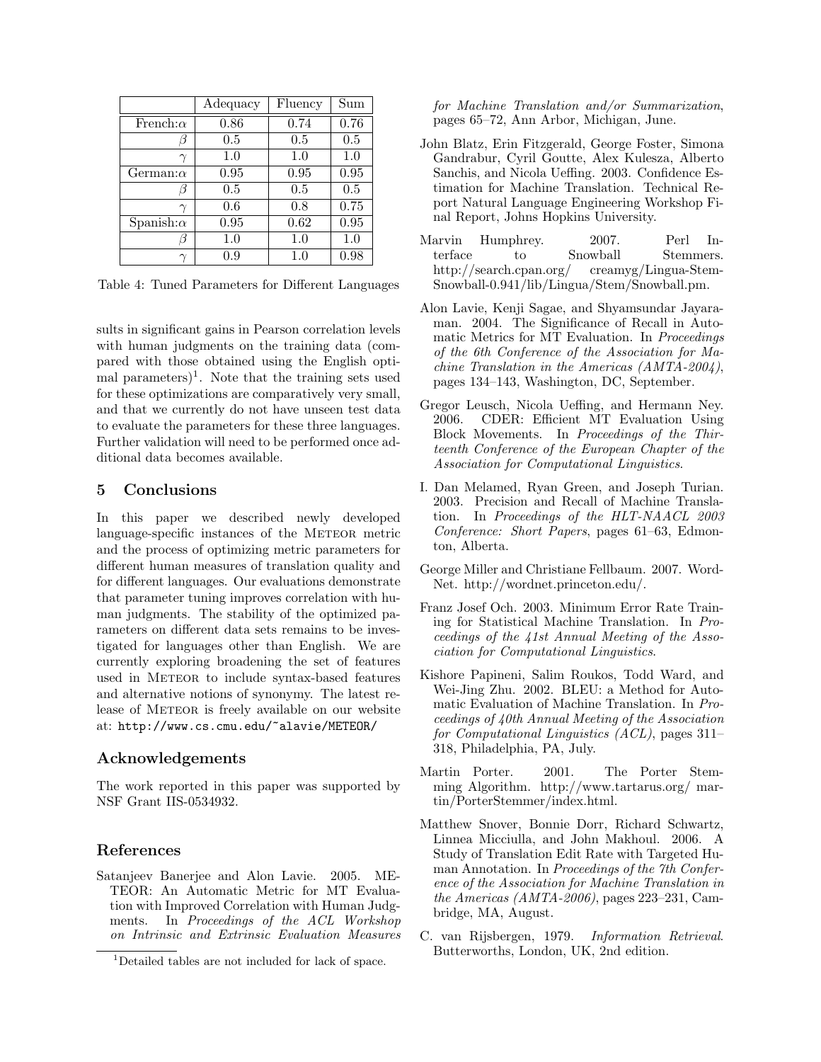| | Adequacy | Fluency | Sum |
|---|---|---|---|
| French:$\alpha$ | 0.86 | 0.74 | 0.76 |
| $\beta$ | 0.5 | 0.5 | 0.5 |
| $\gamma$ | 1.0 | 1.0 | 1.0 |
| German:$\alpha$ | 0.95 | 0.95 | 0.95 |
| $\beta$ | 0.5 | 0.5 | 0.5 |
| $\gamma$ | 0.6 | 0.8 | 0.75 |
| Spanish:$\alpha$ | 0.95 | 0.62 | 0.95 |
| $\beta$ | 1.0 | 1.0 | 1.0 |
| $\gamma$ | 0.9 | 1.0 | 0.98 |

Table 4: Tuned Parameters for Different Languages

sults in significant gains in Pearson correlation levels with human judgments on the training data (compared with those obtained using the English optimal parameters)[1]. Note that the training sets used for these optimizations are comparatively very small, and that we currently do not have unseen test data to evaluate the parameters for these three languages. Further validation will need to be performed once additional data becomes available.

## 5 Conclusions

In this paper we described newly developed language-specific instances of the METEOR metric and the process of optimizing metric parameters for different human measures of translation quality and for different languages. Our evaluations demonstrate that parameter tuning improves correlation with human judgments. The stability of the optimized parameters on different data sets remains to be investigated for languages other than English. We are currently exploring broadening the set of features used in METEOR to include syntax-based features and alternative notions of synonymy. The latest release of METEOR is freely available on our website at: `http://www.cs.cmu.edu/~alavie/METEOR/`

## Acknowledgements

The work reported in this paper was supported by NSF Grant IIS-0534932.

## References

Satanjeev Banerjee and Alon Lavie. 2005. METEOR: An Automatic Metric for MT Evaluation with Improved Correlation with Human Judgments. In *Proceedings of the ACL Workshop on Intrinsic and Extrinsic Evaluation Measures for Machine Translation and/or Summarization*, pages 65–72, Ann Arbor, Michigan, June.

John Blatz, Erin Fitzgerald, George Foster, Simona Gandrabur, Cyril Goutte, Alex Kulesza, Alberto Sanchis, and Nicola Ueffing. 2003. Confidence Estimation for Machine Translation. Technical Report Natural Language Engineering Workshop Final Report, Johns Hopkins University.

Marvin Humphrey. 2007. Perl Interface to Snowball Stemmers. http://search.cpan.org/ creamyg/Lingua-Stem-Snowball-0.941/lib/Lingua/Stem/Snowball.pm.

Alon Lavie, Kenji Sagae, and Shyamsundar Jayaraman. 2004. The Significance of Recall in Automatic Metrics for MT Evaluation. In *Proceedings of the 6th Conference of the Association for Machine Translation in the Americas (AMTA-2004)*, pages 134–143, Washington, DC, September.

Gregor Leusch, Nicola Ueffing, and Hermann Ney. 2006. CDER: Efficient MT Evaluation Using Block Movements. In *Proceedings of the Thirteenth Conference of the European Chapter of the Association for Computational Linguistics*.

I. Dan Melamed, Ryan Green, and Joseph Turian. 2003. Precision and Recall of Machine Translation. In *Proceedings of the HLT-NAACL 2003 Conference: Short Papers*, pages 61–63, Edmonton, Alberta.

George Miller and Christiane Fellbaum. 2007. WordNet. http://wordnet.princeton.edu/.

Franz Josef Och. 2003. Minimum Error Rate Training for Statistical Machine Translation. In *Proceedings of the 41st Annual Meeting of the Association for Computational Linguistics*.

Kishore Papineni, Salim Roukos, Todd Ward, and Wei-Jing Zhu. 2002. BLEU: a Method for Automatic Evaluation of Machine Translation. In *Proceedings of 40th Annual Meeting of the Association for Computational Linguistics (ACL)*, pages 311–318, Philadelphia, PA, July.

Martin Porter. 2001. The Porter Stemming Algorithm. http://www.tartarus.org/ martin/PorterStemmer/index.html.

Matthew Snover, Bonnie Dorr, Richard Schwartz, Linnea Micciulla, and John Makhoul. 2006. A Study of Translation Edit Rate with Targeted Human Annotation. In *Proceedings of the 7th Conference of the Association for Machine Translation in the Americas (AMTA-2006)*, pages 223–231, Cambridge, MA, August.

C. van Rijsbergen, 1979. *Information Retrieval*. Butterworths, London, UK, 2nd edition.

[1] Detailed tables are not included for lack of space.